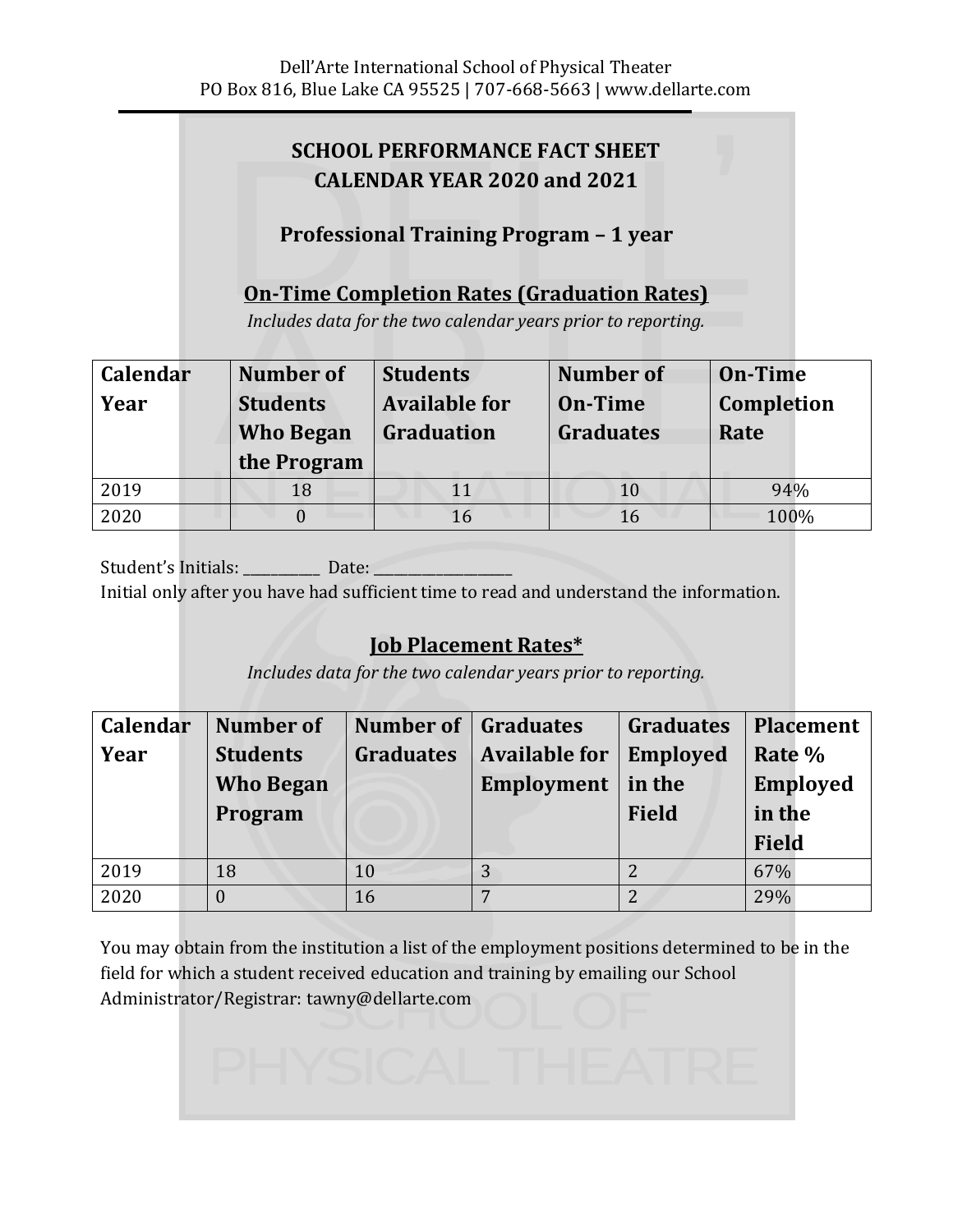Dell'Arte International School of Physical Theater
PO Box 816, Blue Lake CA 95525 | 707-668-5663 | www.dellarte.com

## SCHOOL PERFORMANCE FACT SHEET
## CALENDAR YEAR 2020 and 2021

### Professional Training Program – 1 year

### On-Time Completion Rates (Graduation Rates)

*Includes data for the two calendar years prior to reporting.*

| Calendar Year | Number of Students Who Began the Program | Students Available for Graduation | Number of On-Time Graduates | On-Time Completion Rate |
|---|---|---|---|---|
| 2019 | 18 | 11 | 10 | 94% |
| 2020 | 0 | 16 | 16 | 100% |

Student's Initials: __________ Date: __________________
Initial only after you have had sufficient time to read and understand the information.

### Job Placement Rates*

*Includes data for the two calendar years prior to reporting.*

| Calendar Year | Number of Students Who Began Program | Number of Graduates | Graduates Available for Employment | Graduates Employed in the Field | Placement Rate % Employed in the Field |
|---|---|---|---|---|---|
| 2019 | 18 | 10 | 3 | 2 | 67% |
| 2020 | 0 | 16 | 7 | 2 | 29% |

You may obtain from the institution a list of the employment positions determined to be in the field for which a student received education and training by emailing our School Administrator/Registrar: tawny@dellarte.com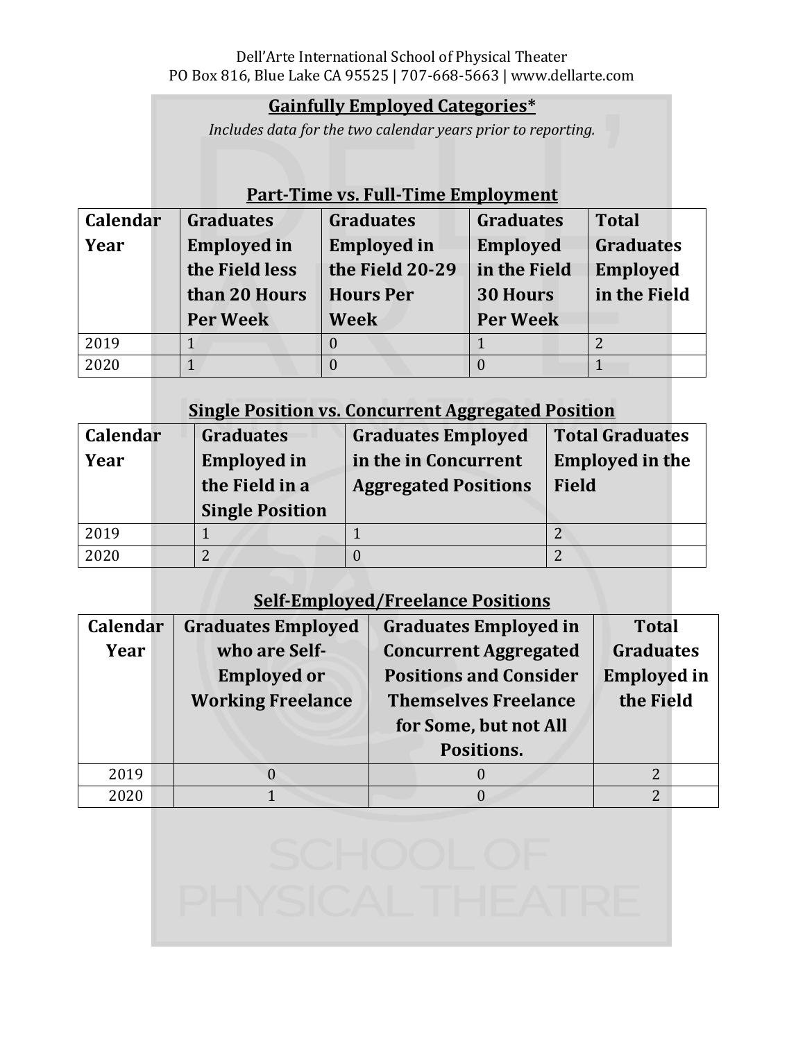## Gainfully Employed Categories*

*Includes data for the two calendar years prior to reporting.*

### Part-Time vs. Full-Time Employment

| Calendar Year | Graduates Employed in the Field less than 20 Hours Per Week | Graduates Employed in the Field 20-29 Hours Per Week | Graduates Employed in the Field 30 Hours Per Week | Total Graduates Employed in the Field |
|---|---|---|---|---|
| 2019 | 1 | 0 | 1 | 2 |
| 2020 | 1 | 0 | 0 | 1 |

### Single Position vs. Concurrent Aggregated Position

| Calendar Year | Graduates Employed in the Field in a Single Position | Graduates Employed in the in Concurrent Aggregated Positions | Total Graduates Employed in the Field |
|---|---|---|---|
| 2019 | 1 | 1 | 2 |
| 2020 | 2 | 0 | 2 |

### Self-Employed/Freelance Positions

| Calendar Year | Graduates Employed who are Self-Employed or Working Freelance | Graduates Employed in Concurrent Aggregated Positions and Consider Themselves Freelance for Some, but not All Positions. | Total Graduates Employed in the Field |
|---|---|---|---|
| 2019 | 0 | 0 | 2 |
| 2020 | 1 | 0 | 2 |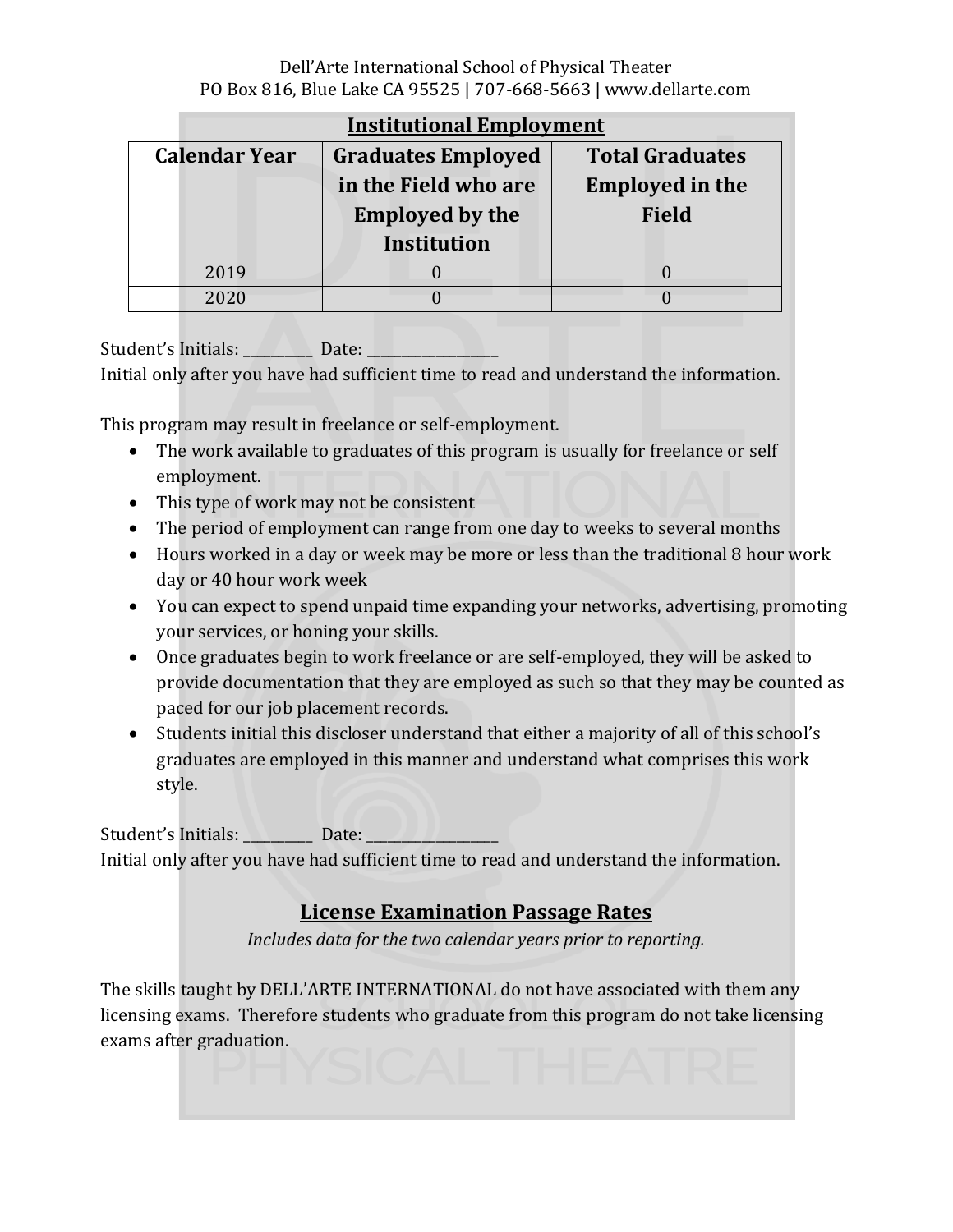## Institutional Employment

| Calendar Year | Graduates Employed in the Field who are Employed by the Institution | Total Graduates Employed in the Field |
|---|---|---|
| 2019 | 0 | 0 |
| 2020 | 0 | 0 |

Student's Initials: __________ Date: __________________

Initial only after you have had sufficient time to read and understand the information.

This program may result in freelance or self-employment.

- The work available to graduates of this program is usually for freelance or self employment.
- This type of work may not be consistent
- The period of employment can range from one day to weeks to several months
- Hours worked in a day or week may be more or less than the traditional 8 hour work day or 40 hour work week
- You can expect to spend unpaid time expanding your networks, advertising, promoting your services, or honing your skills.
- Once graduates begin to work freelance or are self-employed, they will be asked to provide documentation that they are employed as such so that they may be counted as paced for our job placement records.
- Students initial this discloser understand that either a majority of all of this school's graduates are employed in this manner and understand what comprises this work style.

Student's Initials: __________ Date: __________________

Initial only after you have had sufficient time to read and understand the information.

## License Examination Passage Rates

*Includes data for the two calendar years prior to reporting.*

The skills taught by DELL'ARTE INTERNATIONAL do not have associated with them any licensing exams. Therefore students who graduate from this program do not take licensing exams after graduation.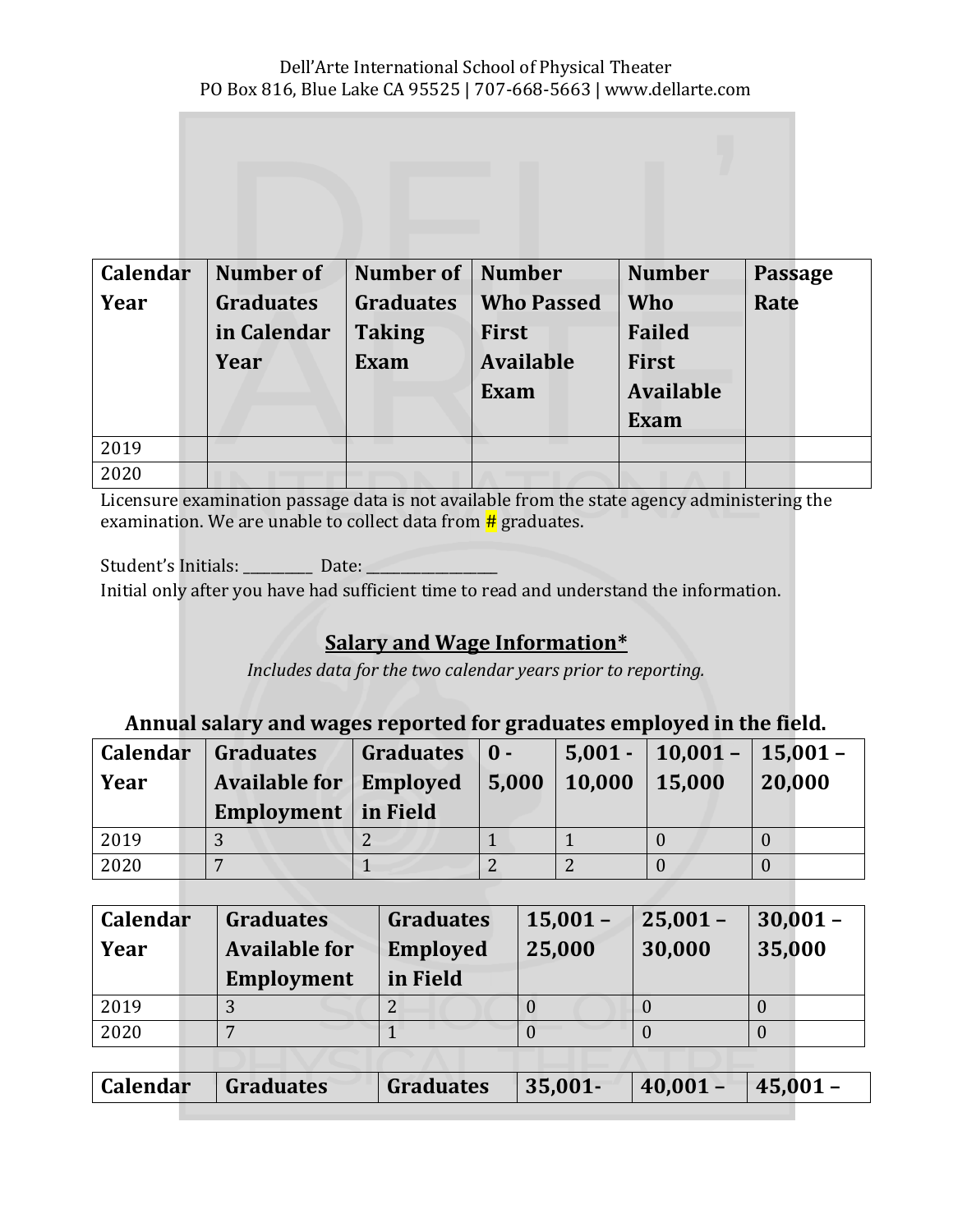Dell'Arte International School of Physical Theater
PO Box 816, Blue Lake CA 95525 | 707-668-5663 | www.dellarte.com

| Calendar Year | Number of Graduates in Calendar Year | Number of Graduates Taking Exam | Number Who Passed First Available Exam | Number Who Failed First Available Exam | Passage Rate |
|---|---|---|---|---|---|
| 2019 | | | | | |
| 2020 | | | | | |

Licensure examination passage data is not available from the state agency administering the examination. We are unable to collect data from # graduates.

Student's Initials: __________ Date: __________________

Initial only after you have had sufficient time to read and understand the information.

## Salary and Wage Information*

*Includes data for the two calendar years prior to reporting.*

### Annual salary and wages reported for graduates employed in the field.

| Calendar Year | Graduates Available for Employment | Graduates Employed in Field | 0 - 5,000 | 5,001 - 10,000 | 10,001 – 15,000 | 15,001 – 20,000 |
|---|---|---|---|---|---|---|
| 2019 | 3 | 2 | 1 | 1 | 0 | 0 |
| 2020 | 7 | 1 | 2 | 2 | 0 | 0 |

| Calendar Year | Graduates Available for Employment | Graduates Employed in Field | 15,001 – 25,000 | 25,001 – 30,000 | 30,001 – 35,000 |
|---|---|---|---|---|---|
| 2019 | 3 | 2 | 0 | 0 | 0 |
| 2020 | 7 | 1 | 0 | 0 | 0 |

| Calendar | Graduates | Graduates | 35,001- | 40,001 – | 45,001 – |
|---|---|---|---|---|---|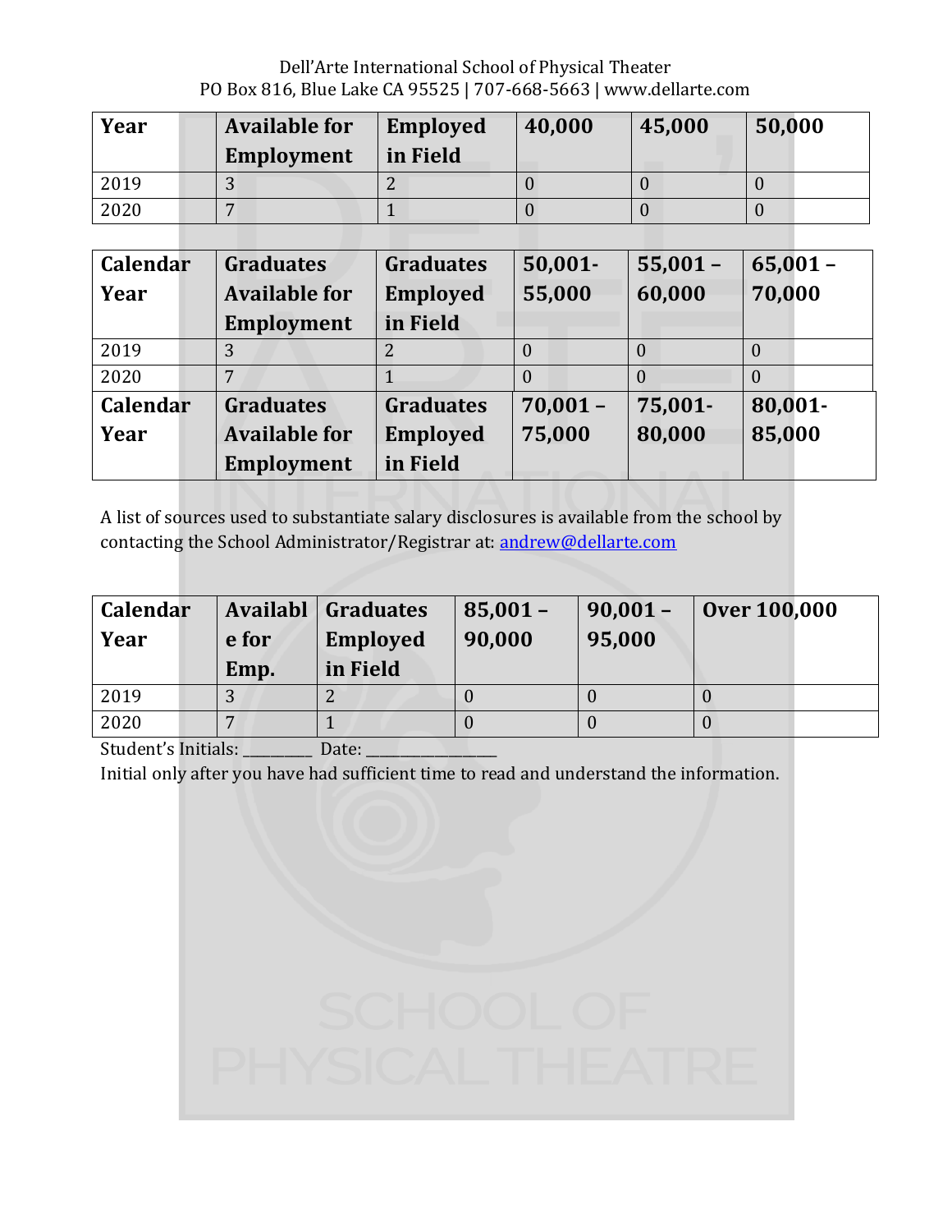Dell'Arte International School of Physical Theater
PO Box 816, Blue Lake CA 95525 | 707-668-5663 | www.dellarte.com

| Year | Available for Employment | Employed in Field | 40,000 | 45,000 | 50,000 |
|---|---|---|---|---|---|
| 2019 | 3 | 2 | 0 | 0 | 0 |
| 2020 | 7 | 1 | 0 | 0 | 0 |

| Calendar Year | Graduates Available for Employment | Graduates Employed in Field | 50,001-55,000 | 55,001 – 60,000 | 65,001 – 70,000 |
|---|---|---|---|---|---|
| 2019 | 3 | 2 | 0 | 0 | 0 |
| 2020 | 7 | 1 | 0 | 0 | 0 |
| **Calendar Year** | **Graduates Available for Employment** | **Graduates Employed in Field** | **70,001 – 75,000** | **75,001-80,000** | **80,001-85,000** |

A list of sources used to substantiate salary disclosures is available from the school by contacting the School Administrator/Registrar at: [andrew@dellarte.com](mailto:andrew@dellarte.com)

| Calendar Year | Available for Emp. | Graduates Employed in Field | 85,001 – 90,000 | 90,001 – 95,000 | Over 100,000 |
|---|---|---|---|---|---|
| 2019 | 3 | 2 | 0 | 0 | 0 |
| 2020 | 7 | 1 | 0 | 0 | 0 |

Student's Initials: _________ Date: ________________

Initial only after you have had sufficient time to read and understand the information.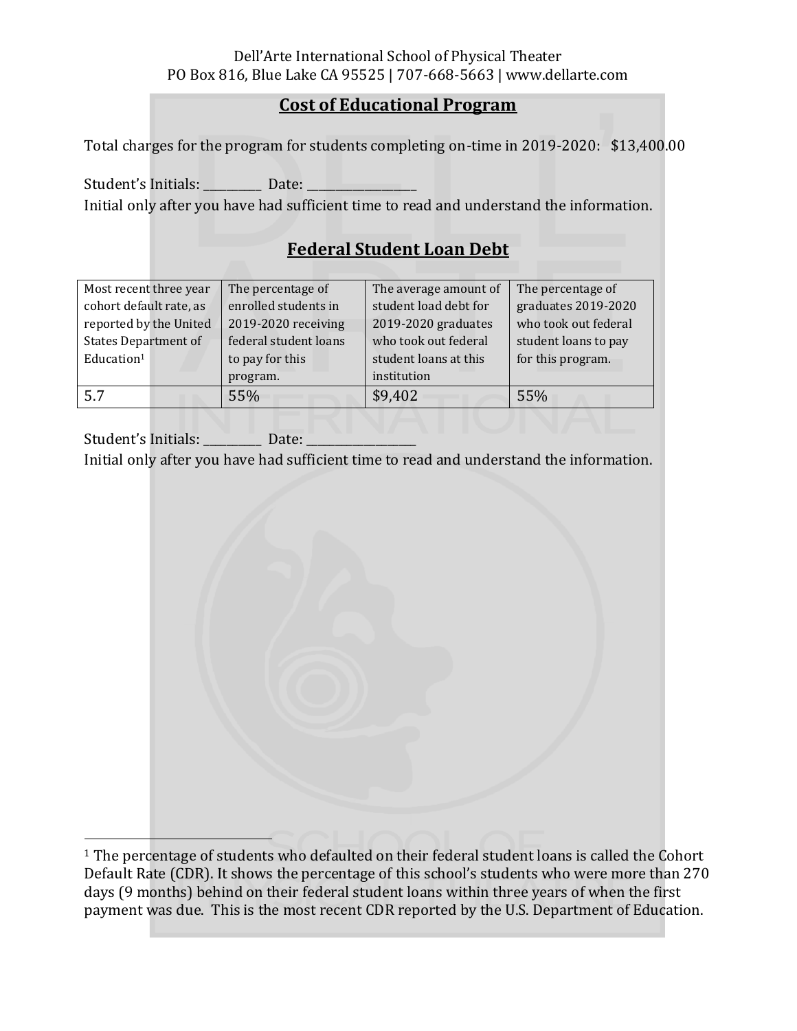Dell'Arte International School of Physical Theater
PO Box 816, Blue Lake CA 95525 | 707-668-5663 | www.dellarte.com

## Cost of Educational Program

Total charges for the program for students completing on-time in 2019-2020: $13,400.00

Student's Initials: __________ Date: __________________
Initial only after you have had sufficient time to read and understand the information.

## Federal Student Loan Debt

| Most recent three year cohort default rate, as reported by the United States Department of Education[1] | The percentage of enrolled students in 2019-2020 receiving federal student loans to pay for this program. | The average amount of student load debt for 2019-2020 graduates who took out federal student loans at this institution | The percentage of graduates 2019-2020 who took out federal student loans to pay for this program. |
|---|---|---|---|
| 5.7 | 55% | $9,402 | 55% |

Student's Initials: __________ Date: __________________
Initial only after you have had sufficient time to read and understand the information.

[1] The percentage of students who defaulted on their federal student loans is called the Cohort Default Rate (CDR). It shows the percentage of this school's students who were more than 270 days (9 months) behind on their federal student loans within three years of when the first payment was due. This is the most recent CDR reported by the U.S. Department of Education.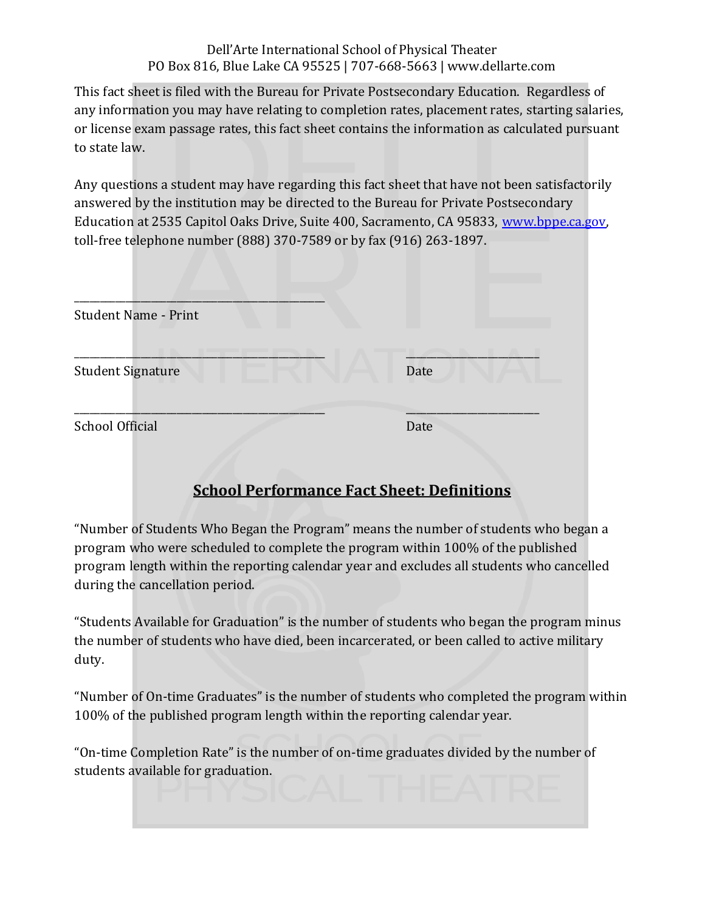This fact sheet is filed with the Bureau for Private Postsecondary Education. Regardless of any information you may have relating to completion rates, placement rates, starting salaries, or license exam passage rates, this fact sheet contains the information as calculated pursuant to state law.

Any questions a student may have regarding this fact sheet that have not been satisfactorily answered by the institution may be directed to the Bureau for Private Postsecondary Education at 2535 Capitol Oaks Drive, Suite 400, Sacramento, CA 95833, www.bppe.ca.gov, toll-free telephone number (888) 370-7589 or by fax (916) 263-1897.

\_\_\_\_\_\_\_\_\_\_\_\_\_\_\_\_\_\_\_\_\_\_\_\_\_\_\_\_\_\_\_\_\_\_\_\_\_\_\_\_\_\_\_\_

Student Name - Print

\_\_\_\_\_\_\_\_\_\_\_\_\_\_\_\_\_\_\_\_\_\_\_\_\_\_\_\_\_\_\_\_\_\_\_\_\_\_\_\_\_\_\_\_ \_\_\_\_\_\_\_\_\_\_\_\_\_\_\_\_\_\_\_\_\_\_\_\_

Student Signature Date

\_\_\_\_\_\_\_\_\_\_\_\_\_\_\_\_\_\_\_\_\_\_\_\_\_\_\_\_\_\_\_\_\_\_\_\_\_\_\_\_\_\_\_\_ \_\_\_\_\_\_\_\_\_\_\_\_\_\_\_\_\_\_\_\_\_\_\_\_

School Official Date

## School Performance Fact Sheet: Definitions

"Number of Students Who Began the Program" means the number of students who began a program who were scheduled to complete the program within 100% of the published program length within the reporting calendar year and excludes all students who cancelled during the cancellation period.

"Students Available for Graduation" is the number of students who began the program minus the number of students who have died, been incarcerated, or been called to active military duty.

"Number of On-time Graduates" is the number of students who completed the program within 100% of the published program length within the reporting calendar year.

"On-time Completion Rate" is the number of on-time graduates divided by the number of students available for graduation.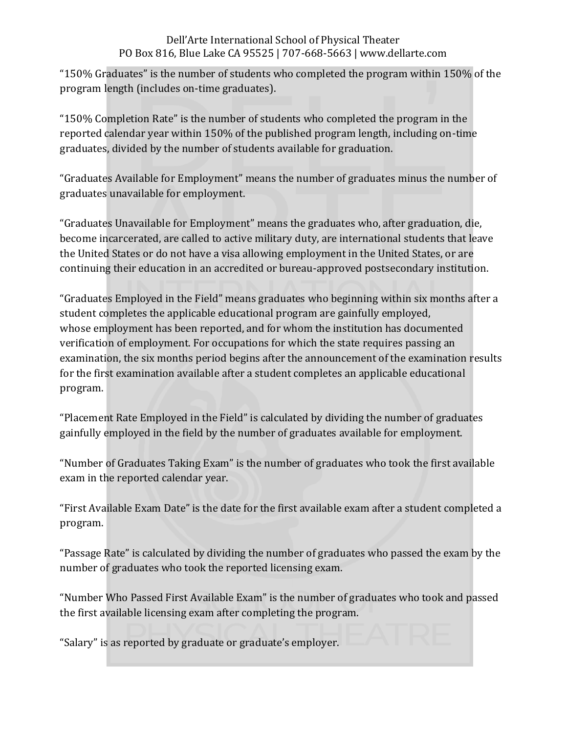"150% Graduates" is the number of students who completed the program within 150% of the program length (includes on-time graduates).

"150% Completion Rate" is the number of students who completed the program in the reported calendar year within 150% of the published program length, including on-time graduates, divided by the number of students available for graduation.

"Graduates Available for Employment" means the number of graduates minus the number of graduates unavailable for employment.

"Graduates Unavailable for Employment" means the graduates who, after graduation, die, become incarcerated, are called to active military duty, are international students that leave the United States or do not have a visa allowing employment in the United States, or are continuing their education in an accredited or bureau-approved postsecondary institution.

"Graduates Employed in the Field" means graduates who beginning within six months after a student completes the applicable educational program are gainfully employed, whose employment has been reported, and for whom the institution has documented verification of employment. For occupations for which the state requires passing an examination, the six months period begins after the announcement of the examination results for the first examination available after a student completes an applicable educational program.

"Placement Rate Employed in the Field" is calculated by dividing the number of graduates gainfully employed in the field by the number of graduates available for employment.

"Number of Graduates Taking Exam" is the number of graduates who took the first available exam in the reported calendar year.

"First Available Exam Date" is the date for the first available exam after a student completed a program.

"Passage Rate" is calculated by dividing the number of graduates who passed the exam by the number of graduates who took the reported licensing exam.

"Number Who Passed First Available Exam" is the number of graduates who took and passed the first available licensing exam after completing the program.

"Salary" is as reported by graduate or graduate's employer.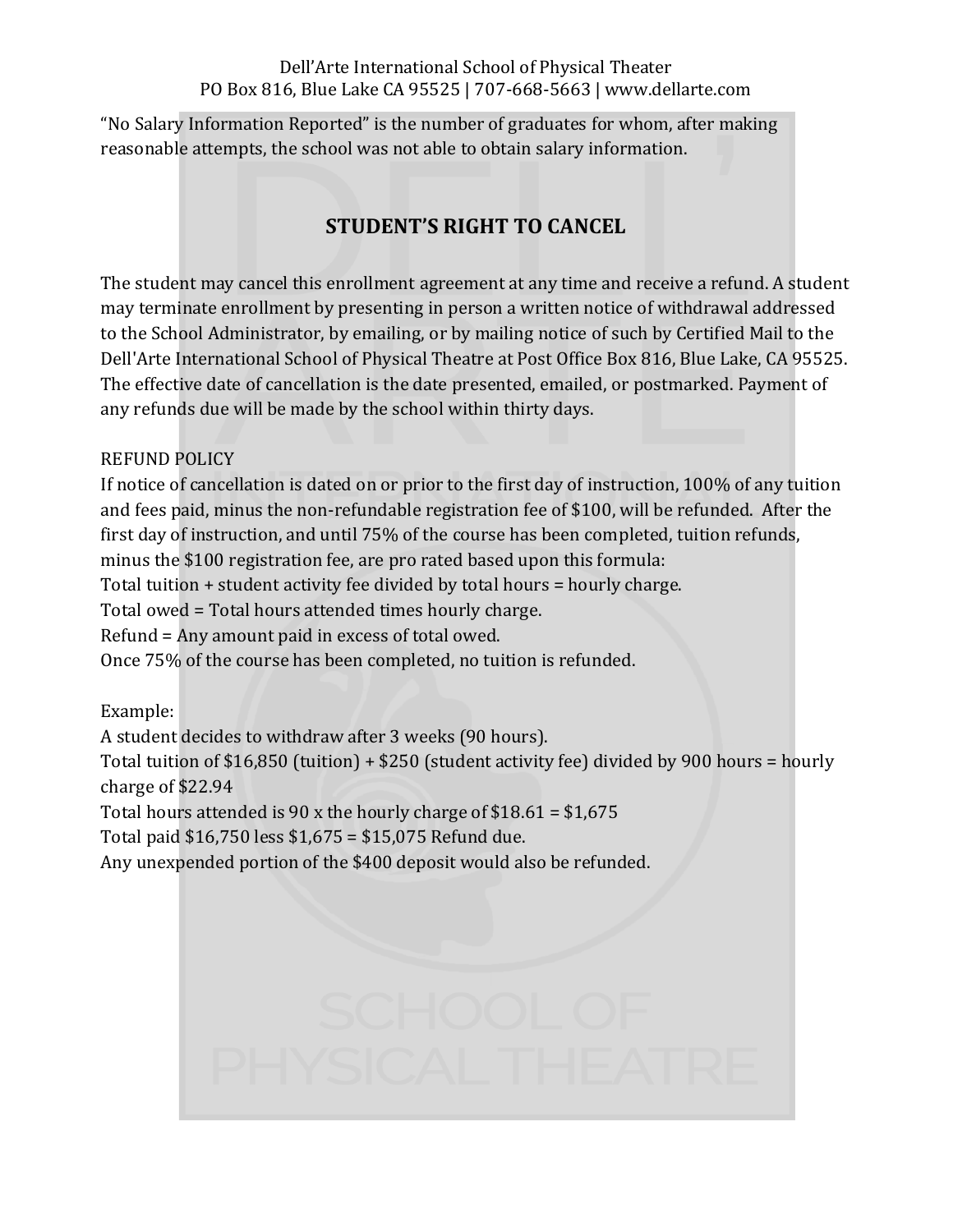“No Salary Information Reported” is the number of graduates for whom, after making reasonable attempts, the school was not able to obtain salary information.

## STUDENT’S RIGHT TO CANCEL

The student may cancel this enrollment agreement at any time and receive a refund. A student may terminate enrollment by presenting in person a written notice of withdrawal addressed to the School Administrator, by emailing, or by mailing notice of such by Certified Mail to the Dell'Arte International School of Physical Theatre at Post Office Box 816, Blue Lake, CA 95525. The effective date of cancellation is the date presented, emailed, or postmarked. Payment of any refunds due will be made by the school within thirty days.

REFUND POLICY

If notice of cancellation is dated on or prior to the first day of instruction, 100% of any tuition and fees paid, minus the non-refundable registration fee of $100, will be refunded. After the first day of instruction, and until 75% of the course has been completed, tuition refunds, minus the $100 registration fee, are pro rated based upon this formula:

Total tuition + student activity fee divided by total hours = hourly charge.

Total owed = Total hours attended times hourly charge.

Refund = Any amount paid in excess of total owed.

Once 75% of the course has been completed, no tuition is refunded.

Example:

A student decides to withdraw after 3 weeks (90 hours).

Total tuition of $16,850 (tuition) + $250 (student activity fee) divided by 900 hours = hourly charge of $22.94

Total hours attended is 90 x the hourly charge of $18.61 = $1,675

Total paid $16,750 less $1,675 = $15,075 Refund due.

Any unexpended portion of the $400 deposit would also be refunded.